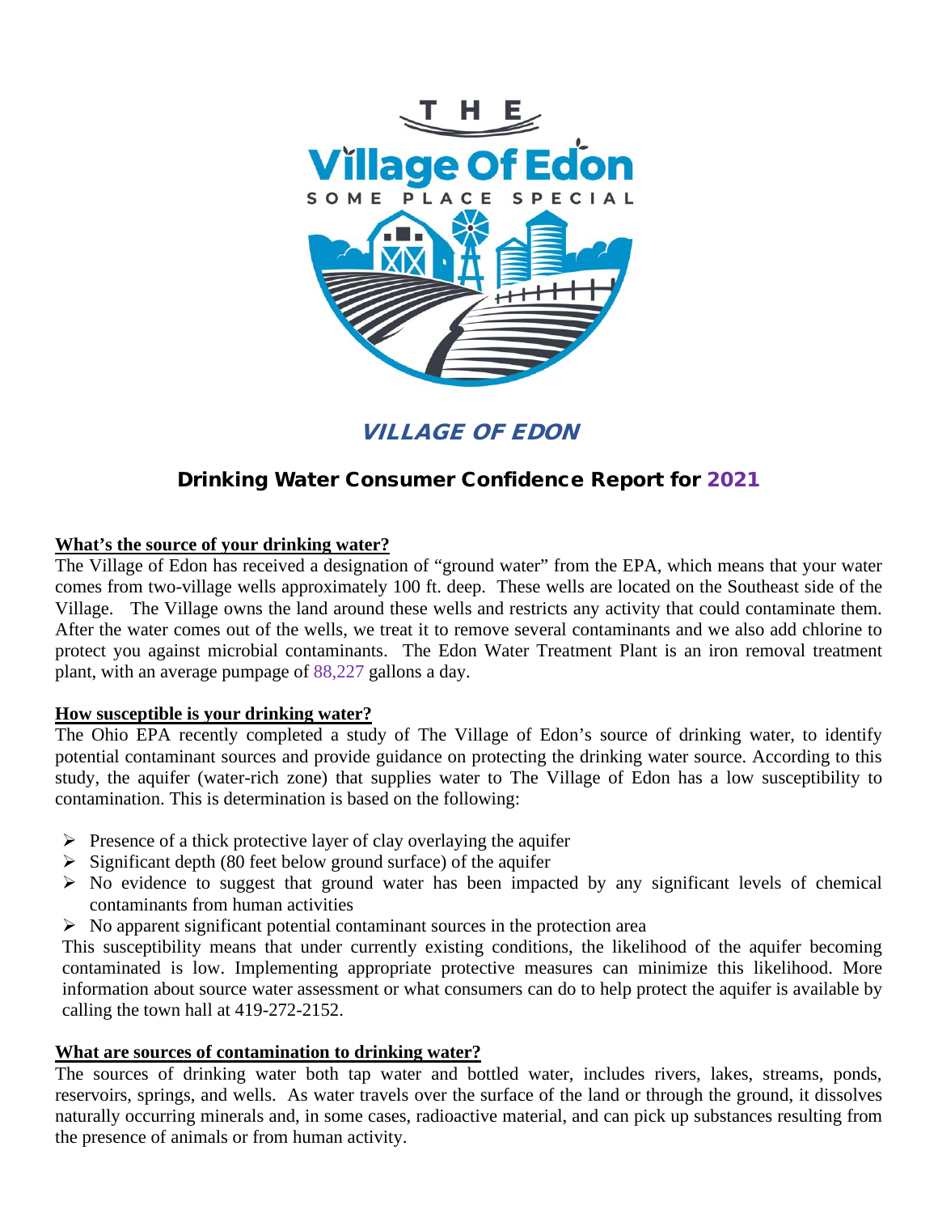# VILLAGE OF EDON

## Drinking Water Consumer Confidence Report for 2021

### What's the source of your drinking water?

The Village of Edon has received a designation of "ground water" from the EPA, which means that your water comes from two-village wells approximately 100 ft. deep. These wells are located on the Southeast side of the Village. The Village owns the land around these wells and restricts any activity that could contaminate them. After the water comes out of the wells, we treat it to remove several contaminants and we also add chlorine to protect you against microbial contaminants. The Edon Water Treatment Plant is an iron removal treatment plant, with an average pumpage of 88,227 gallons a day.

### How susceptible is your drinking water?

The Ohio EPA recently completed a study of The Village of Edon's source of drinking water, to identify potential contaminant sources and provide guidance on protecting the drinking water source. According to this study, the aquifer (water-rich zone) that supplies water to The Village of Edon has a low susceptibility to contamination. This is determination is based on the following:

- Presence of a thick protective layer of clay overlaying the aquifer
- Significant depth (80 feet below ground surface) of the aquifer
- No evidence to suggest that ground water has been impacted by any significant levels of chemical contaminants from human activities
- No apparent significant potential contaminant sources in the protection area

This susceptibility means that under currently existing conditions, the likelihood of the aquifer becoming contaminated is low. Implementing appropriate protective measures can minimize this likelihood. More information about source water assessment or what consumers can do to help protect the aquifer is available by calling the town hall at 419-272-2152.

### What are sources of contamination to drinking water?

The sources of drinking water both tap water and bottled water, includes rivers, lakes, streams, ponds, reservoirs, springs, and wells. As water travels over the surface of the land or through the ground, it dissolves naturally occurring minerals and, in some cases, radioactive material, and can pick up substances resulting from the presence of animals or from human activity.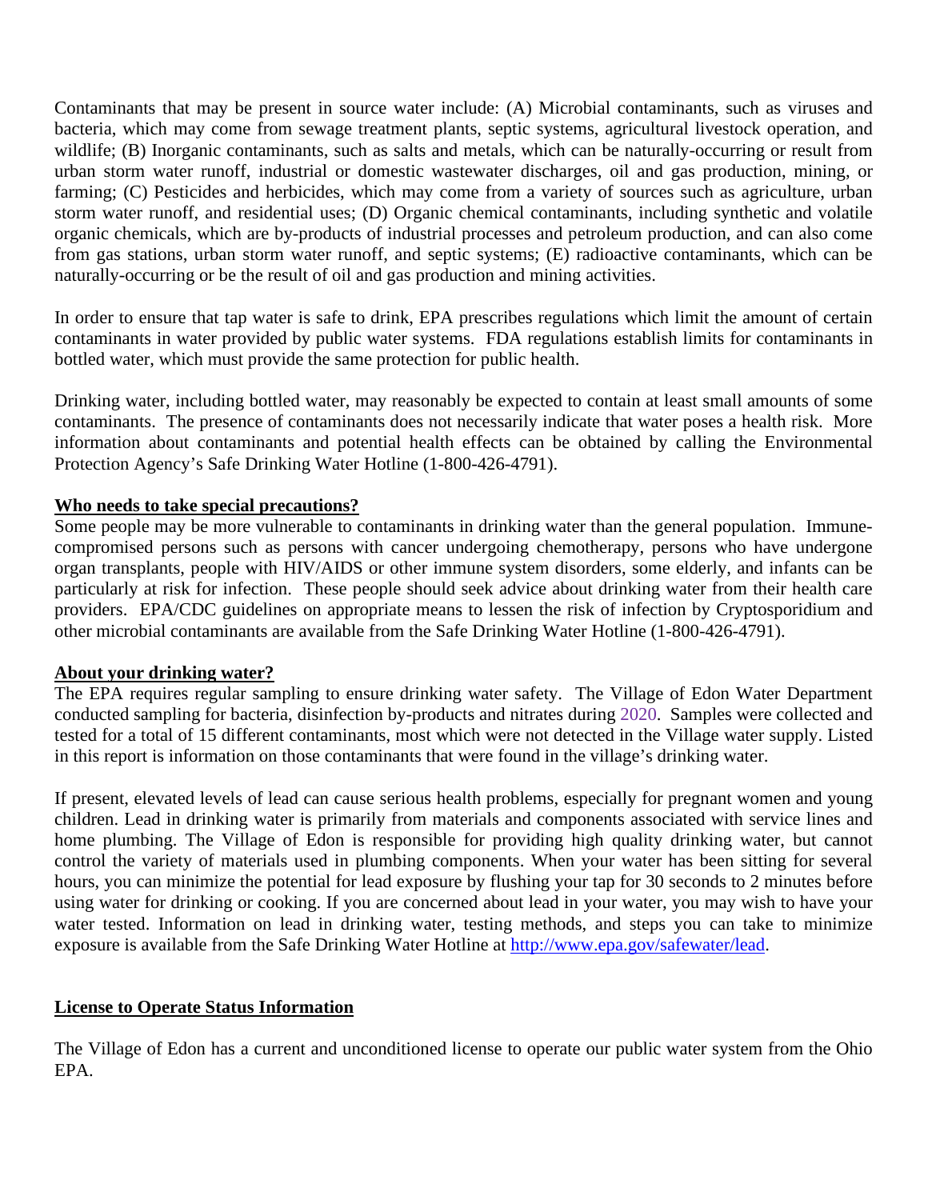Contaminants that may be present in source water include: (A) Microbial contaminants, such as viruses and bacteria, which may come from sewage treatment plants, septic systems, agricultural livestock operation, and wildlife; (B) Inorganic contaminants, such as salts and metals, which can be naturally-occurring or result from urban storm water runoff, industrial or domestic wastewater discharges, oil and gas production, mining, or farming; (C) Pesticides and herbicides, which may come from a variety of sources such as agriculture, urban storm water runoff, and residential uses; (D) Organic chemical contaminants, including synthetic and volatile organic chemicals, which are by-products of industrial processes and petroleum production, and can also come from gas stations, urban storm water runoff, and septic systems; (E) radioactive contaminants, which can be naturally-occurring or be the result of oil and gas production and mining activities.

In order to ensure that tap water is safe to drink, EPA prescribes regulations which limit the amount of certain contaminants in water provided by public water systems. FDA regulations establish limits for contaminants in bottled water, which must provide the same protection for public health.

Drinking water, including bottled water, may reasonably be expected to contain at least small amounts of some contaminants. The presence of contaminants does not necessarily indicate that water poses a health risk. More information about contaminants and potential health effects can be obtained by calling the Environmental Protection Agency's Safe Drinking Water Hotline (1-800-426-4791).

**Who needs to take special precautions?**

Some people may be more vulnerable to contaminants in drinking water than the general population. Immune-compromised persons such as persons with cancer undergoing chemotherapy, persons who have undergone organ transplants, people with HIV/AIDS or other immune system disorders, some elderly, and infants can be particularly at risk for infection. These people should seek advice about drinking water from their health care providers. EPA/CDC guidelines on appropriate means to lessen the risk of infection by Cryptosporidium and other microbial contaminants are available from the Safe Drinking Water Hotline (1-800-426-4791).

**About your drinking water?**

The EPA requires regular sampling to ensure drinking water safety. The Village of Edon Water Department conducted sampling for bacteria, disinfection by-products and nitrates during 2020. Samples were collected and tested for a total of 15 different contaminants, most which were not detected in the Village water supply. Listed in this report is information on those contaminants that were found in the village's drinking water.

If present, elevated levels of lead can cause serious health problems, especially for pregnant women and young children. Lead in drinking water is primarily from materials and components associated with service lines and home plumbing. The Village of Edon is responsible for providing high quality drinking water, but cannot control the variety of materials used in plumbing components. When your water has been sitting for several hours, you can minimize the potential for lead exposure by flushing your tap for 30 seconds to 2 minutes before using water for drinking or cooking. If you are concerned about lead in your water, you may wish to have your water tested. Information on lead in drinking water, testing methods, and steps you can take to minimize exposure is available from the Safe Drinking Water Hotline at http://www.epa.gov/safewater/lead.

**License to Operate Status Information**

The Village of Edon has a current and unconditioned license to operate our public water system from the Ohio EPA.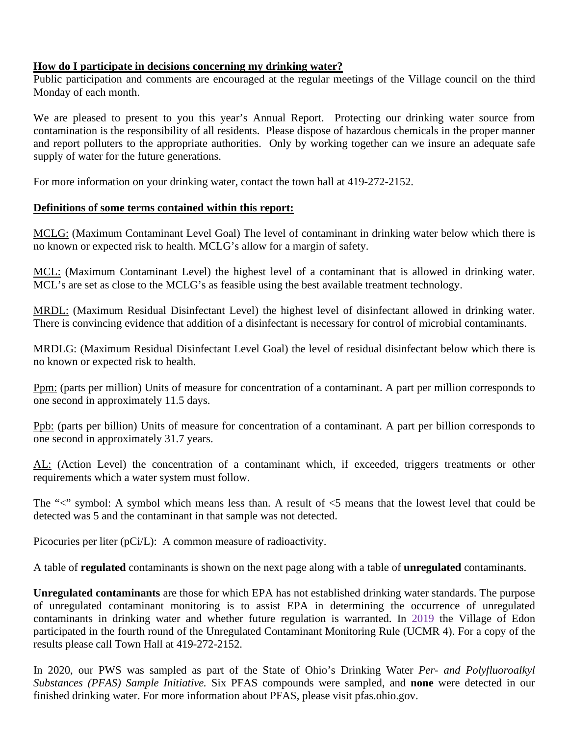**How do I participate in decisions concerning my drinking water?**

Public participation and comments are encouraged at the regular meetings of the Village council on the third Monday of each month.

We are pleased to present to you this year's Annual Report. Protecting our drinking water source from contamination is the responsibility of all residents. Please dispose of hazardous chemicals in the proper manner and report polluters to the appropriate authorities. Only by working together can we insure an adequate safe supply of water for the future generations.

For more information on your drinking water, contact the town hall at 419-272-2152.

**Definitions of some terms contained within this report:**

MCLG: (Maximum Contaminant Level Goal) The level of contaminant in drinking water below which there is no known or expected risk to health. MCLG's allow for a margin of safety.

MCL: (Maximum Contaminant Level) the highest level of a contaminant that is allowed in drinking water. MCL's are set as close to the MCLG's as feasible using the best available treatment technology.

MRDL: (Maximum Residual Disinfectant Level) the highest level of disinfectant allowed in drinking water. There is convincing evidence that addition of a disinfectant is necessary for control of microbial contaminants.

MRDLG: (Maximum Residual Disinfectant Level Goal) the level of residual disinfectant below which there is no known or expected risk to health.

Ppm: (parts per million) Units of measure for concentration of a contaminant. A part per million corresponds to one second in approximately 11.5 days.

Ppb: (parts per billion) Units of measure for concentration of a contaminant. A part per billion corresponds to one second in approximately 31.7 years.

AL: (Action Level) the concentration of a contaminant which, if exceeded, triggers treatments or other requirements which a water system must follow.

The "<" symbol: A symbol which means less than. A result of <5 means that the lowest level that could be detected was 5 and the contaminant in that sample was not detected.

Picocuries per liter (pCi/L): A common measure of radioactivity.

A table of **regulated** contaminants is shown on the next page along with a table of **unregulated** contaminants.

**Unregulated contaminants** are those for which EPA has not established drinking water standards. The purpose of unregulated contaminant monitoring is to assist EPA in determining the occurrence of unregulated contaminants in drinking water and whether future regulation is warranted. In 2019 the Village of Edon participated in the fourth round of the Unregulated Contaminant Monitoring Rule (UCMR 4). For a copy of the results please call Town Hall at 419-272-2152.

In 2020, our PWS was sampled as part of the State of Ohio's Drinking Water *Per- and Polyfluoroalkyl Substances (PFAS) Sample Initiative.* Six PFAS compounds were sampled, and **none** were detected in our finished drinking water. For more information about PFAS, please visit pfas.ohio.gov.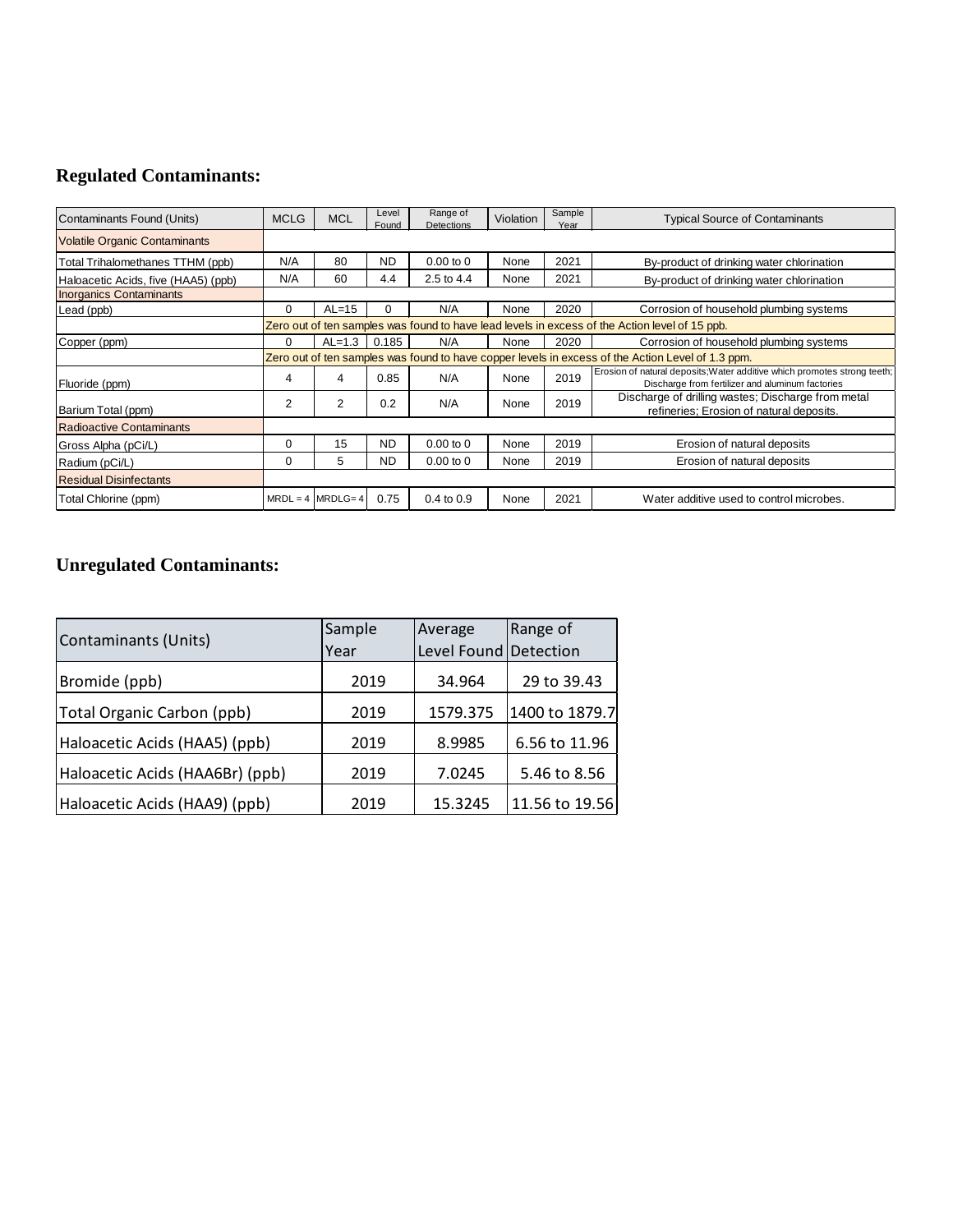## Regulated Contaminants:

| Contaminants Found (Units) | MCLG | MCL | Level Found | Range of Detections | Violation | Sample Year | Typical Source of Contaminants |
|---|---|---|---|---|---|---|---|
| Volatile Organic Contaminants | | | | | | | |
| Total Trihalomethanes TTHM (ppb) | N/A | 80 | ND | 0.00 to 0 | None | 2021 | By-product of drinking water chlorination |
| Haloacetic Acids, five (HAA5) (ppb) | N/A | 60 | 4.4 | 2.5 to 4.4 | None | 2021 | By-product of drinking water chlorination |
| Inorganics Contaminants | | | | | | | |
| Lead (ppb) | 0 | AL=15 | 0 | N/A | None | 2020 | Corrosion of household plumbing systems |
| | Zero out of ten samples was found to have lead levels in excess of the Action level of 15 ppb. | | | | | | |
| Copper (ppm) | 0 | AL=1.3 | 0.185 | N/A | None | 2020 | Corrosion of household plumbing systems |
| | Zero out of ten samples was found to have copper levels in excess of the Action Level of 1.3 ppm. | | | | | | |
| Fluoride (ppm) | 4 | 4 | 0.85 | N/A | None | 2019 | Erosion of natural deposits;Water additive which promotes strong teeth; Discharge from fertilizer and aluminum factories |
| Barium Total (ppm) | 2 | 2 | 0.2 | N/A | None | 2019 | Discharge of drilling wastes; Discharge from metal refineries; Erosion of natural deposits. |
| Radioactive Contaminants | | | | | | | |
| Gross Alpha (pCi/L) | 0 | 15 | ND | 0.00 to 0 | None | 2019 | Erosion of natural deposits |
| Radium (pCi/L) | 0 | 5 | ND | 0.00 to 0 | None | 2019 | Erosion of natural deposits |
| Residual Disinfectants | | | | | | | |
| Total Chlorine (ppm) | MRDL = 4 | MRDLG= 4 | 0.75 | 0.4 to 0.9 | None | 2021 | Water additive used to control microbes. |

## Unregulated Contaminants:

| Contaminants (Units) | Sample Year | Average Level Found | Range of Detection |
|---|---|---|---|
| Bromide (ppb) | 2019 | 34.964 | 29 to 39.43 |
| Total Organic Carbon (ppb) | 2019 | 1579.375 | 1400 to 1879.7 |
| Haloacetic Acids (HAA5) (ppb) | 2019 | 8.9985 | 6.56 to 11.96 |
| Haloacetic Acids (HAA6Br) (ppb) | 2019 | 7.0245 | 5.46 to 8.56 |
| Haloacetic Acids (HAA9) (ppb) | 2019 | 15.3245 | 11.56 to 19.56 |